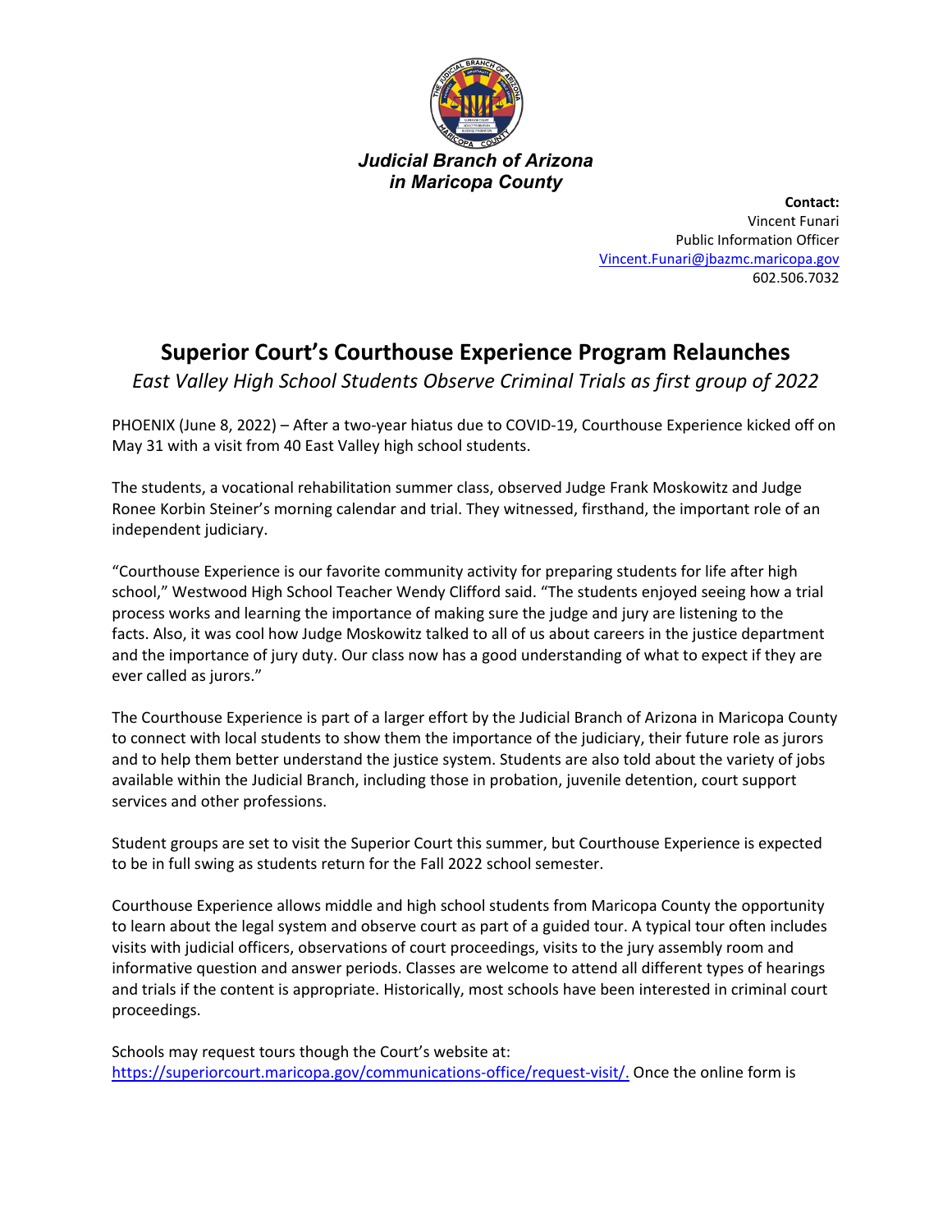***Judicial Branch of Arizona in Maricopa County***

**Contact:**
Vincent Funari
Public Information Officer
Vincent.Funari@jbazmc.maricopa.gov
602.506.7032

# Superior Court's Courthouse Experience Program Relaunches

*East Valley High School Students Observe Criminal Trials as first group of 2022*

PHOENIX (June 8, 2022) – After a two-year hiatus due to COVID-19, Courthouse Experience kicked off on May 31 with a visit from 40 East Valley high school students.

The students, a vocational rehabilitation summer class, observed Judge Frank Moskowitz and Judge Ronee Korbin Steiner's morning calendar and trial. They witnessed, firsthand, the important role of an independent judiciary.

"Courthouse Experience is our favorite community activity for preparing students for life after high school," Westwood High School Teacher Wendy Clifford said. "The students enjoyed seeing how a trial process works and learning the importance of making sure the judge and jury are listening to the facts. Also, it was cool how Judge Moskowitz talked to all of us about careers in the justice department and the importance of jury duty. Our class now has a good understanding of what to expect if they are ever called as jurors."

The Courthouse Experience is part of a larger effort by the Judicial Branch of Arizona in Maricopa County to connect with local students to show them the importance of the judiciary, their future role as jurors and to help them better understand the justice system. Students are also told about the variety of jobs available within the Judicial Branch, including those in probation, juvenile detention, court support services and other professions.

Student groups are set to visit the Superior Court this summer, but Courthouse Experience is expected to be in full swing as students return for the Fall 2022 school semester.

Courthouse Experience allows middle and high school students from Maricopa County the opportunity to learn about the legal system and observe court as part of a guided tour. A typical tour often includes visits with judicial officers, observations of court proceedings, visits to the jury assembly room and informative question and answer periods. Classes are welcome to attend all different types of hearings and trials if the content is appropriate. Historically, most schools have been interested in criminal court proceedings.

Schools may request tours though the Court's website at: https://superiorcourt.maricopa.gov/communications-office/request-visit/. Once the online form is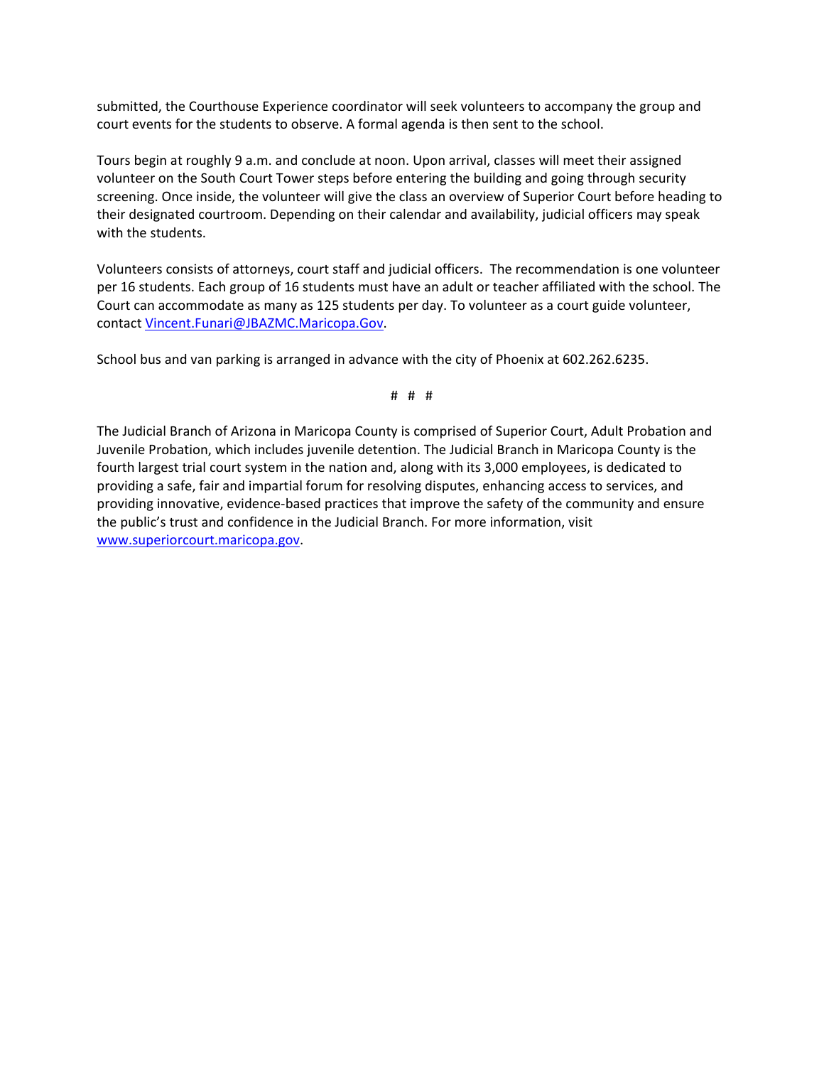submitted, the Courthouse Experience coordinator will seek volunteers to accompany the group and court events for the students to observe. A formal agenda is then sent to the school.

Tours begin at roughly 9 a.m. and conclude at noon. Upon arrival, classes will meet their assigned volunteer on the South Court Tower steps before entering the building and going through security screening. Once inside, the volunteer will give the class an overview of Superior Court before heading to their designated courtroom. Depending on their calendar and availability, judicial officers may speak with the students.

Volunteers consists of attorneys, court staff and judicial officers. The recommendation is one volunteer per 16 students. Each group of 16 students must have an adult or teacher affiliated with the school. The Court can accommodate as many as 125 students per day. To volunteer as a court guide volunteer, contact [Vincent.Funari@JBAZMC.Maricopa.Gov](mailto:Vincent.Funari@JBAZMC.Maricopa.Gov).

School bus and van parking is arranged in advance with the city of Phoenix at 602.262.6235.

# # #

The Judicial Branch of Arizona in Maricopa County is comprised of Superior Court, Adult Probation and Juvenile Probation, which includes juvenile detention. The Judicial Branch in Maricopa County is the fourth largest trial court system in the nation and, along with its 3,000 employees, is dedicated to providing a safe, fair and impartial forum for resolving disputes, enhancing access to services, and providing innovative, evidence-based practices that improve the safety of the community and ensure the public's trust and confidence in the Judicial Branch. For more information, visit [www.superiorcourt.maricopa.gov](http://www.superiorcourt.maricopa.gov).